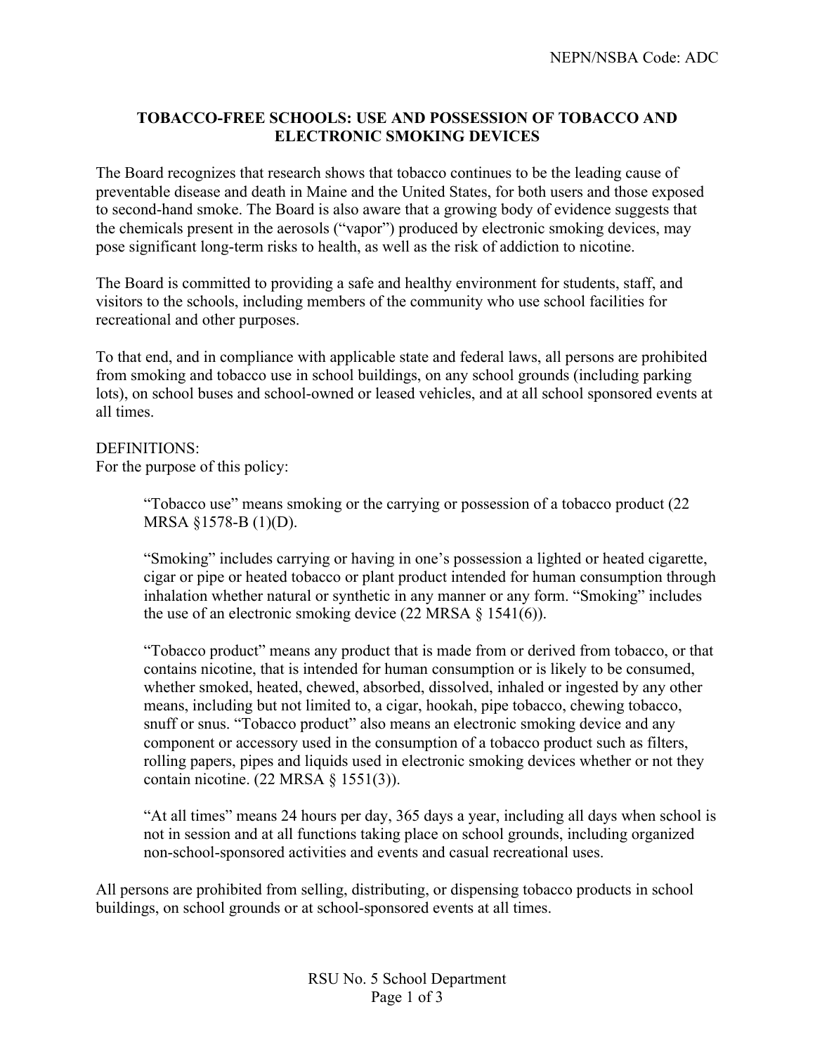NEPN/NSBA Code: ADC

# TOBACCO-FREE SCHOOLS: USE AND POSSESSION OF TOBACCO AND ELECTRONIC SMOKING DEVICES

The Board recognizes that research shows that tobacco continues to be the leading cause of preventable disease and death in Maine and the United States, for both users and those exposed to second-hand smoke. The Board is also aware that a growing body of evidence suggests that the chemicals present in the aerosols ("vapor") produced by electronic smoking devices, may pose significant long-term risks to health, as well as the risk of addiction to nicotine.

The Board is committed to providing a safe and healthy environment for students, staff, and visitors to the schools, including members of the community who use school facilities for recreational and other purposes.

To that end, and in compliance with applicable state and federal laws, all persons are prohibited from smoking and tobacco use in school buildings, on any school grounds (including parking lots), on school buses and school-owned or leased vehicles, and at all school sponsored events at all times.

DEFINITIONS:
For the purpose of this policy:

> "Tobacco use" means smoking or the carrying or possession of a tobacco product (22 MRSA §1578-B (1)(D).
>
> "Smoking" includes carrying or having in one's possession a lighted or heated cigarette, cigar or pipe or heated tobacco or plant product intended for human consumption through inhalation whether natural or synthetic in any manner or any form. "Smoking" includes the use of an electronic smoking device (22 MRSA § 1541(6)).
>
> "Tobacco product" means any product that is made from or derived from tobacco, or that contains nicotine, that is intended for human consumption or is likely to be consumed, whether smoked, heated, chewed, absorbed, dissolved, inhaled or ingested by any other means, including but not limited to, a cigar, hookah, pipe tobacco, chewing tobacco, snuff or snus. "Tobacco product" also means an electronic smoking device and any component or accessory used in the consumption of a tobacco product such as filters, rolling papers, pipes and liquids used in electronic smoking devices whether or not they contain nicotine. (22 MRSA § 1551(3)).
>
> "At all times" means 24 hours per day, 365 days a year, including all days when school is not in session and at all functions taking place on school grounds, including organized non-school-sponsored activities and events and casual recreational uses.

All persons are prohibited from selling, distributing, or dispensing tobacco products in school buildings, on school grounds or at school-sponsored events at all times.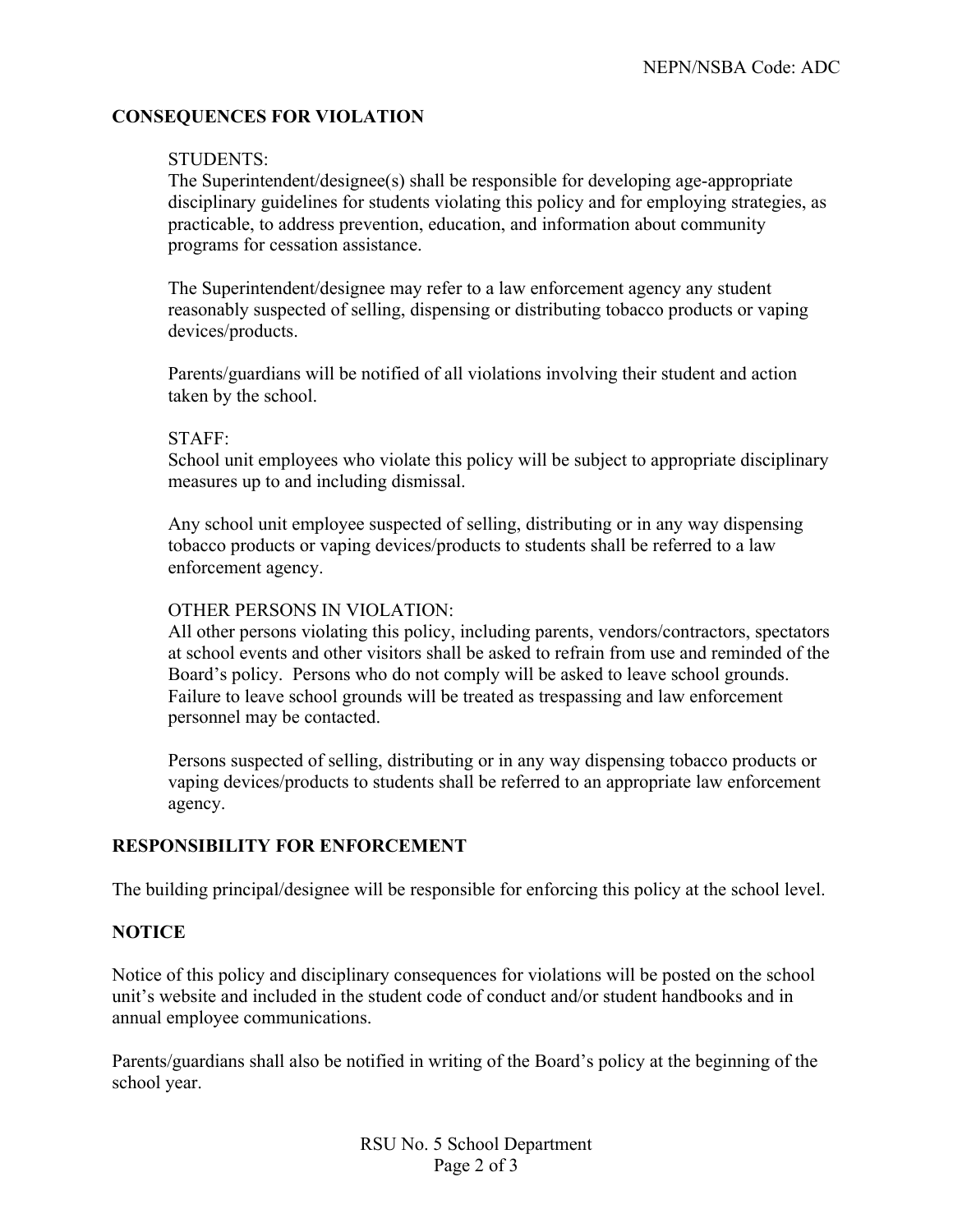## CONSEQUENCES FOR VIOLATION

STUDENTS:
The Superintendent/designee(s) shall be responsible for developing age-appropriate disciplinary guidelines for students violating this policy and for employing strategies, as practicable, to address prevention, education, and information about community programs for cessation assistance.

The Superintendent/designee may refer to a law enforcement agency any student reasonably suspected of selling, dispensing or distributing tobacco products or vaping devices/products.

Parents/guardians will be notified of all violations involving their student and action taken by the school.

STAFF:
School unit employees who violate this policy will be subject to appropriate disciplinary measures up to and including dismissal.

Any school unit employee suspected of selling, distributing or in any way dispensing tobacco products or vaping devices/products to students shall be referred to a law enforcement agency.

OTHER PERSONS IN VIOLATION:
All other persons violating this policy, including parents, vendors/contractors, spectators at school events and other visitors shall be asked to refrain from use and reminded of the Board's policy. Persons who do not comply will be asked to leave school grounds. Failure to leave school grounds will be treated as trespassing and law enforcement personnel may be contacted.

Persons suspected of selling, distributing or in any way dispensing tobacco products or vaping devices/products to students shall be referred to an appropriate law enforcement agency.

## RESPONSIBILITY FOR ENFORCEMENT

The building principal/designee will be responsible for enforcing this policy at the school level.

## NOTICE

Notice of this policy and disciplinary consequences for violations will be posted on the school unit's website and included in the student code of conduct and/or student handbooks and in annual employee communications.

Parents/guardians shall also be notified in writing of the Board's policy at the beginning of the school year.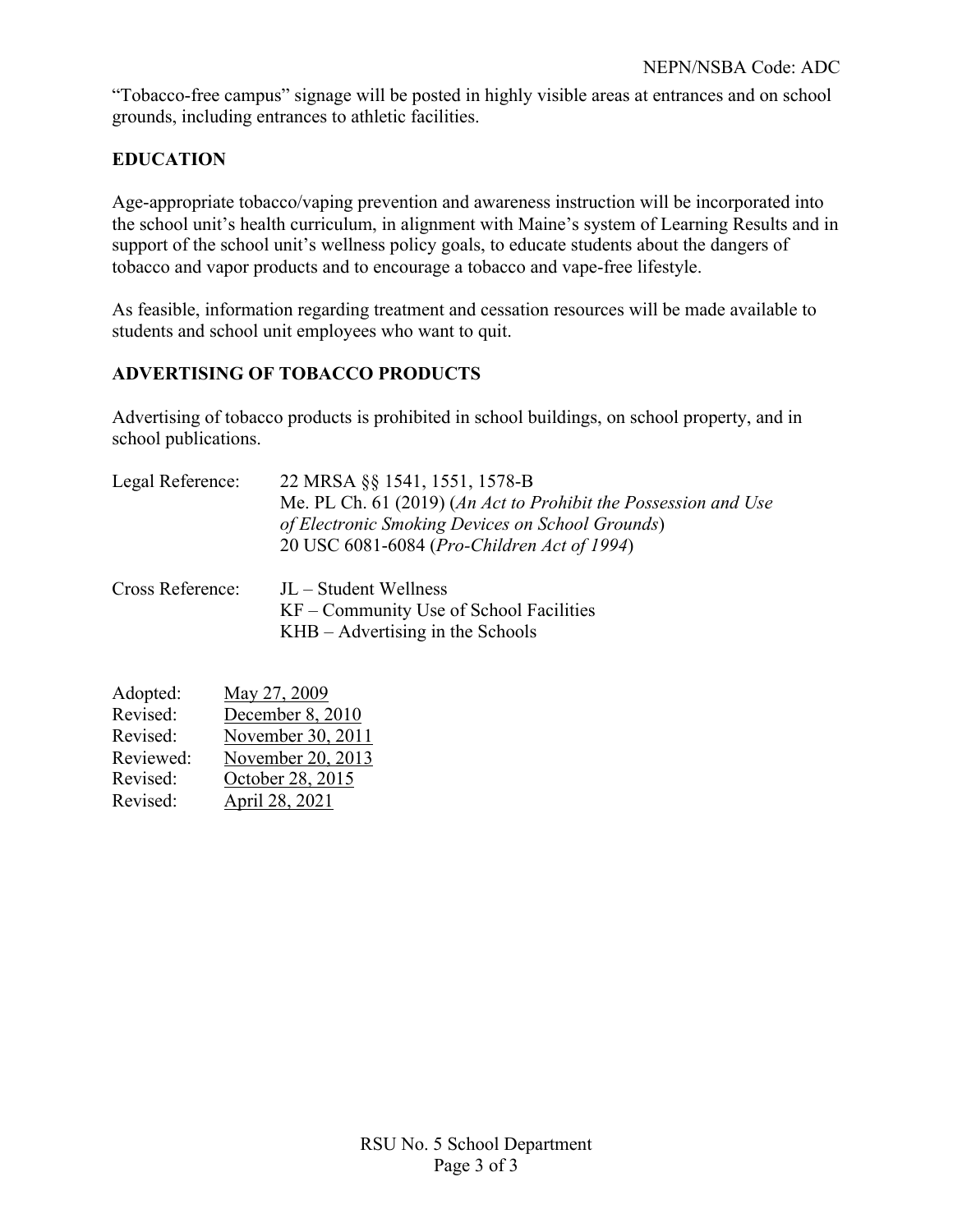"Tobacco-free campus" signage will be posted in highly visible areas at entrances and on school grounds, including entrances to athletic facilities.

## EDUCATION

Age-appropriate tobacco/vaping prevention and awareness instruction will be incorporated into the school unit's health curriculum, in alignment with Maine's system of Learning Results and in support of the school unit's wellness policy goals, to educate students about the dangers of tobacco and vapor products and to encourage a tobacco and vape-free lifestyle.

As feasible, information regarding treatment and cessation resources will be made available to students and school unit employees who want to quit.

## ADVERTISING OF TOBACCO PRODUCTS

Advertising of tobacco products is prohibited in school buildings, on school property, and in school publications.

Legal Reference: 22 MRSA §§ 1541, 1551, 1578-B
Me. PL Ch. 61 (2019) (*An Act to Prohibit the Possession and Use of Electronic Smoking Devices on School Grounds*)
20 USC 6081-6084 (*Pro-Children Act of 1994*)

Cross Reference: JL – Student Wellness
KF – Community Use of School Facilities
KHB – Advertising in the Schools

| | |
|---|---|
| Adopted: | May 27, 2009 |
| Revised: | December 8, 2010 |
| Revised: | November 30, 2011 |
| Reviewed: | November 20, 2013 |
| Revised: | October 28, 2015 |
| Revised: | April 28, 2021 |